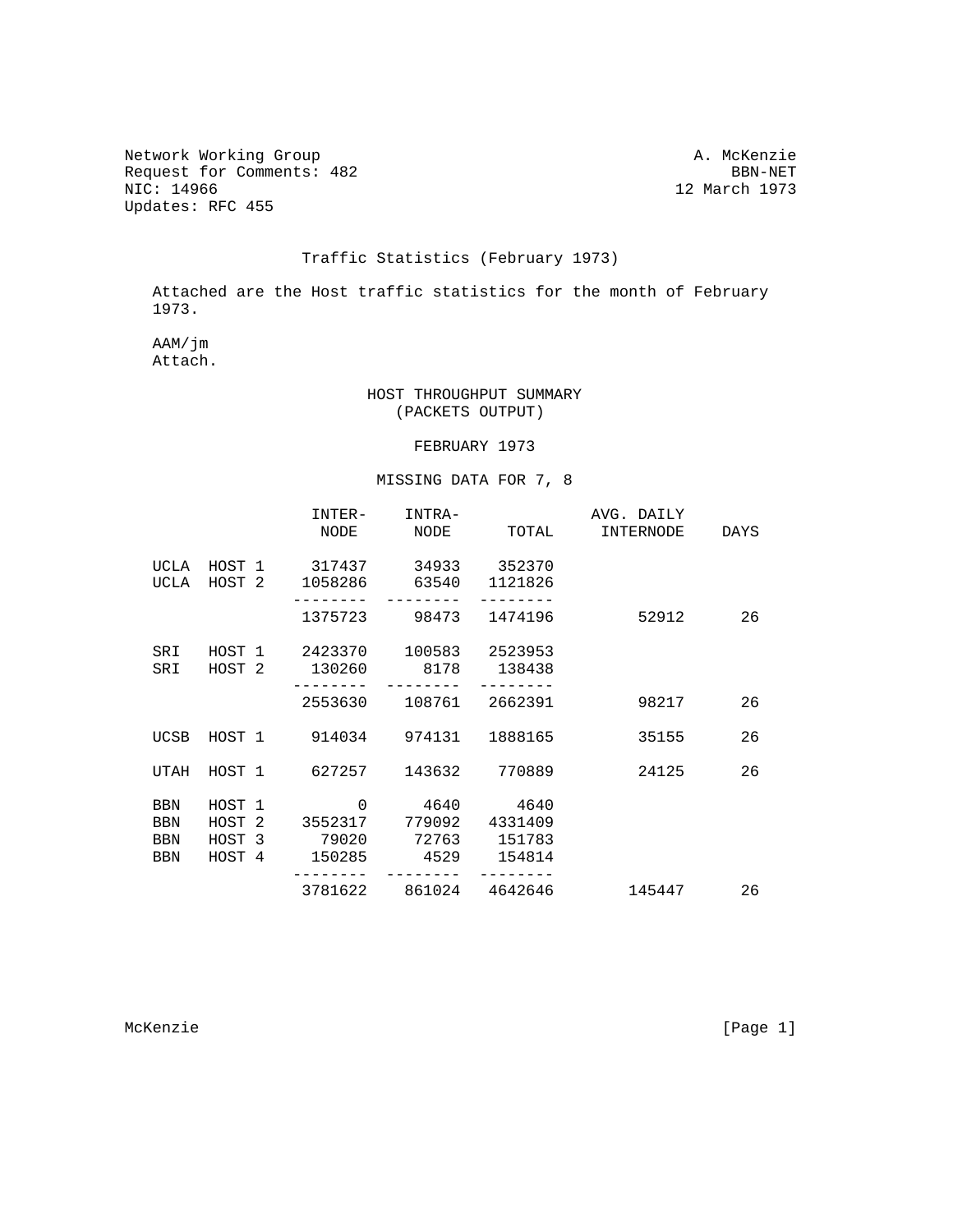Network Working Group A. McKenzie
Request for Comments: 482 BBN-NET
NIC: 14966 12 March 1973
Updates: RFC 455

# Traffic Statistics (February 1973)

Attached are the Host traffic statistics for the month of February 1973.

AAM/jm
Attach.

## HOST THROUGHPUT SUMMARY (PACKETS OUTPUT)

FEBRUARY 1973

MISSING DATA FOR 7, 8

| | | INTER-NODE | INTRA-NODE | TOTAL | AVG. DAILY INTERNODE | DAYS |
|---|---|---|---|---|---|---|
| UCLA | HOST 1 | 317437 | 34933 | 352370 | | |
| UCLA | HOST 2 | 1058286 | 63540 | 1121826 | | |
| | | 1375723 | 98473 | 1474196 | 52912 | 26 |
| SRI | HOST 1 | 2423370 | 100583 | 2523953 | | |
| SRI | HOST 2 | 130260 | 8178 | 138438 | | |
| | | 2553630 | 108761 | 2662391 | 98217 | 26 |
| UCSB | HOST 1 | 914034 | 974131 | 1888165 | 35155 | 26 |
| UTAH | HOST 1 | 627257 | 143632 | 770889 | 24125 | 26 |
| BBN | HOST 1 | 0 | 4640 | 4640 | | |
| BBN | HOST 2 | 3552317 | 779092 | 4331409 | | |
| BBN | HOST 3 | 79020 | 72763 | 151783 | | |
| BBN | HOST 4 | 150285 | 4529 | 154814 | | |
| | | 3781622 | 861024 | 4642646 | 145447 | 26 |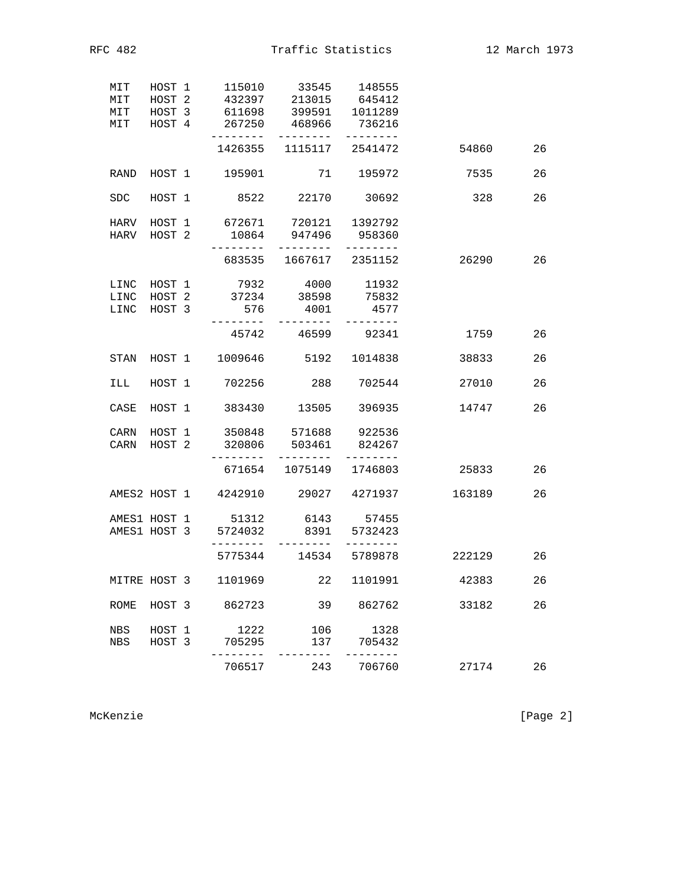```
     MIT   HOST 1     115010     33545    148555
     MIT   HOST 2     432397    213015    645412
     MIT   HOST 3     611698    399591   1011289
     MIT   HOST 4     267250    468966    736216
                    --------  --------  --------
                     1426355   1115117   2541472           54860      26

     RAND  HOST 1     195901        71    195972            7535      26

     SDC   HOST 1       8522     22170     30692             328      26

     HARV  HOST 1     672671    720121   1392792
     HARV  HOST 2      10864    947496    958360
                    --------  --------  --------
                      683535   1667617   2351152           26290      26

     LINC  HOST 1       7932      4000     11932
     LINC  HOST 2      37234     38598     75832
     LINC  HOST 3        576      4001      4577
                    --------  --------  --------
                       45742     46599     92341            1759      26

     STAN  HOST 1    1009646      5192   1014838           38833      26

     ILL   HOST 1     702256       288    702544           27010      26

     CASE  HOST 1     383430     13505    396935           14747      26

     CARN  HOST 1     350848    571688    922536
     CARN  HOST 2     320806    503461    824267
                    --------  --------  --------
                      671654   1075149   1746803           25833      26

     AMES2 HOST 1    4242910     29027   4271937          163189      26

     AMES1 HOST 1      51312      6143     57455
     AMES1 HOST 3    5724032      8391   5732423
                    --------  --------  --------
                     5775344     14534   5789878          222129      26

     MITRE HOST 3    1101969        22   1101991           42383      26

     ROME  HOST 3     862723        39    862762           33182      26

     NBS   HOST 1       1222       106      1328
     NBS   HOST 3     705295       137    705432
                    --------  --------  --------
                      706517       243    706760           27174      26
```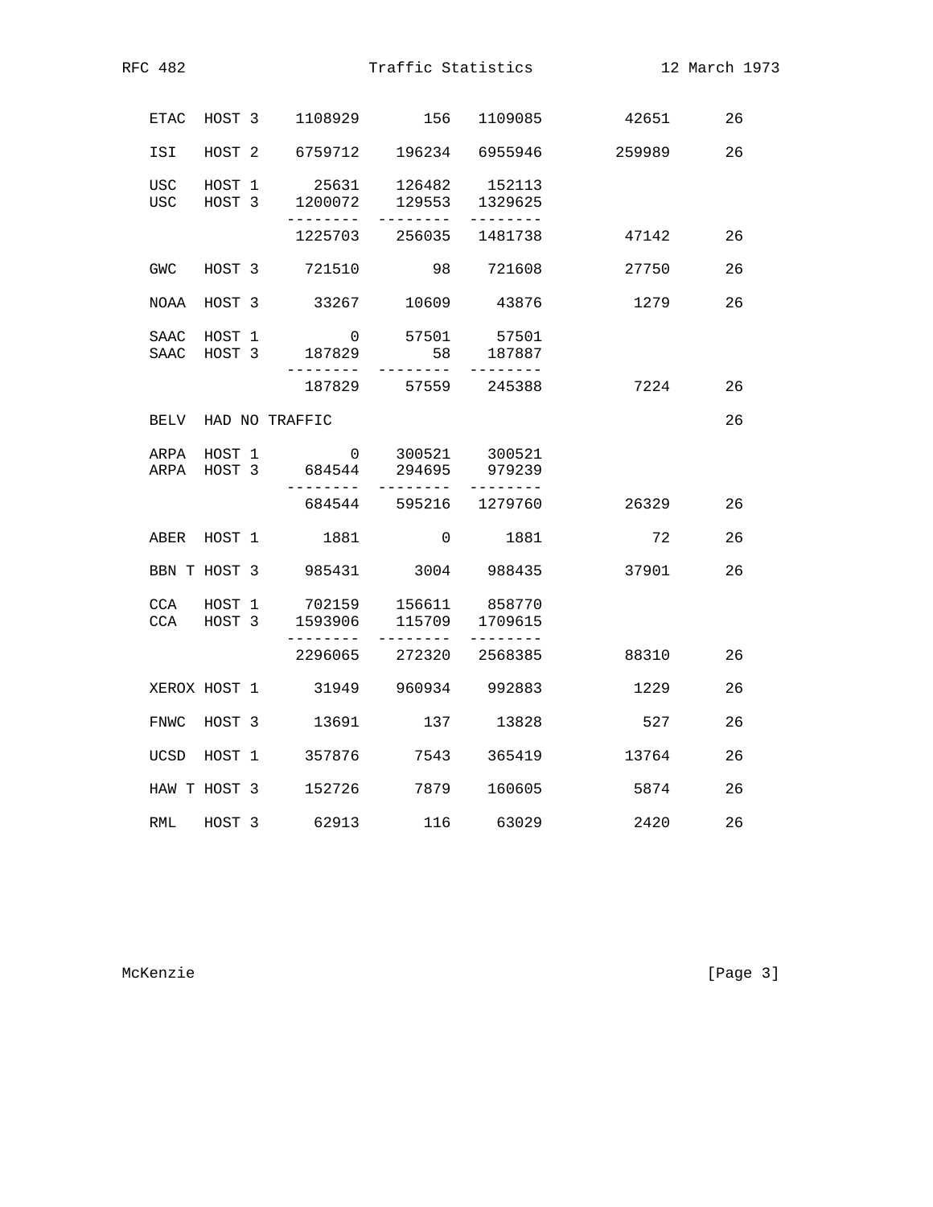| | | | | | | |
|---|---|---|---|---|---|---|
| ETAC | HOST 3 | 1108929 | 156 | 1109085 | 42651 | 26 |
| ISI | HOST 2 | 6759712 | 196234 | 6955946 | 259989 | 26 |
| USC | HOST 1 | 25631 | 126482 | 152113 | | |
| USC | HOST 3 | 1200072 | 129553 | 1329625 | | |
| | | -------- | -------- | -------- | | |
| | | 1225703 | 256035 | 1481738 | 47142 | 26 |
| GWC | HOST 3 | 721510 | 98 | 721608 | 27750 | 26 |
| NOAA | HOST 3 | 33267 | 10609 | 43876 | 1279 | 26 |
| SAAC | HOST 1 | 0 | 57501 | 57501 | | |
| SAAC | HOST 3 | 187829 | 58 | 187887 | | |
| | | -------- | -------- | -------- | | |
| | | 187829 | 57559 | 245388 | 7224 | 26 |
| BELV | HAD NO TRAFFIC | | | | | 26 |
| ARPA | HOST 1 | 0 | 300521 | 300521 | | |
| ARPA | HOST 3 | 684544 | 294695 | 979239 | | |
| | | -------- | -------- | -------- | | |
| | | 684544 | 595216 | 1279760 | 26329 | 26 |
| ABER | HOST 1 | 1881 | 0 | 1881 | 72 | 26 |
| BBN T | HOST 3 | 985431 | 3004 | 988435 | 37901 | 26 |
| CCA | HOST 1 | 702159 | 156611 | 858770 | | |
| CCA | HOST 3 | 1593906 | 115709 | 1709615 | | |
| | | -------- | -------- | -------- | | |
| | | 2296065 | 272320 | 2568385 | 88310 | 26 |
| XEROX | HOST 1 | 31949 | 960934 | 992883 | 1229 | 26 |
| FNWC | HOST 3 | 13691 | 137 | 13828 | 527 | 26 |
| UCSD | HOST 1 | 357876 | 7543 | 365419 | 13764 | 26 |
| HAW T | HOST 3 | 152726 | 7879 | 160605 | 5874 | 26 |
| RML | HOST 3 | 62913 | 116 | 63029 | 2420 | 26 |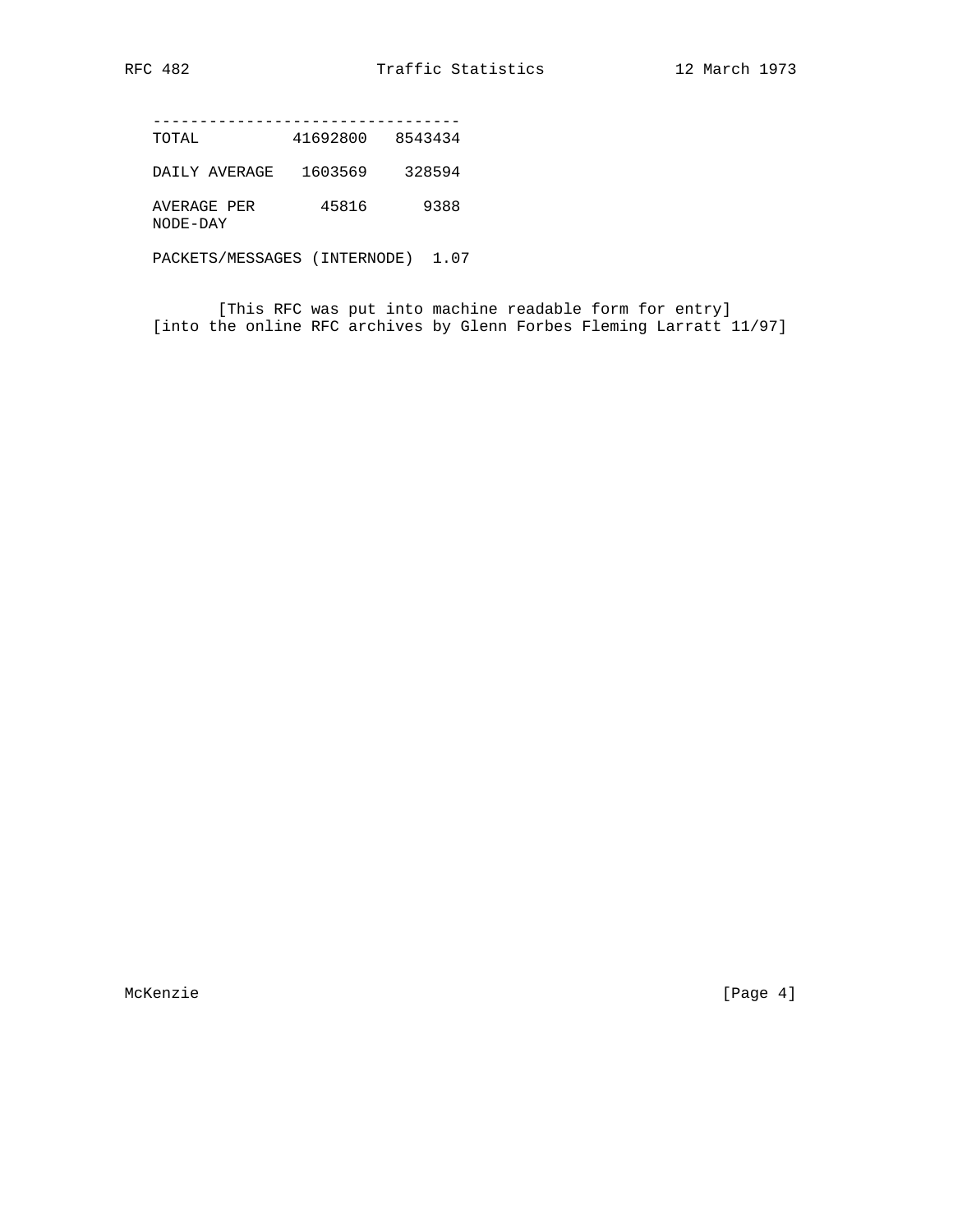| | | |
|---|---|---|
| TOTAL | 41692800 | 8543434 |
| DAILY AVERAGE | 1603569 | 328594 |
| AVERAGE PER NODE-DAY | 45816 | 9388 |

PACKETS/MESSAGES (INTERNODE) 1.07

[This RFC was put into machine readable form for entry]
[into the online RFC archives by Glenn Forbes Fleming Larratt 11/97]